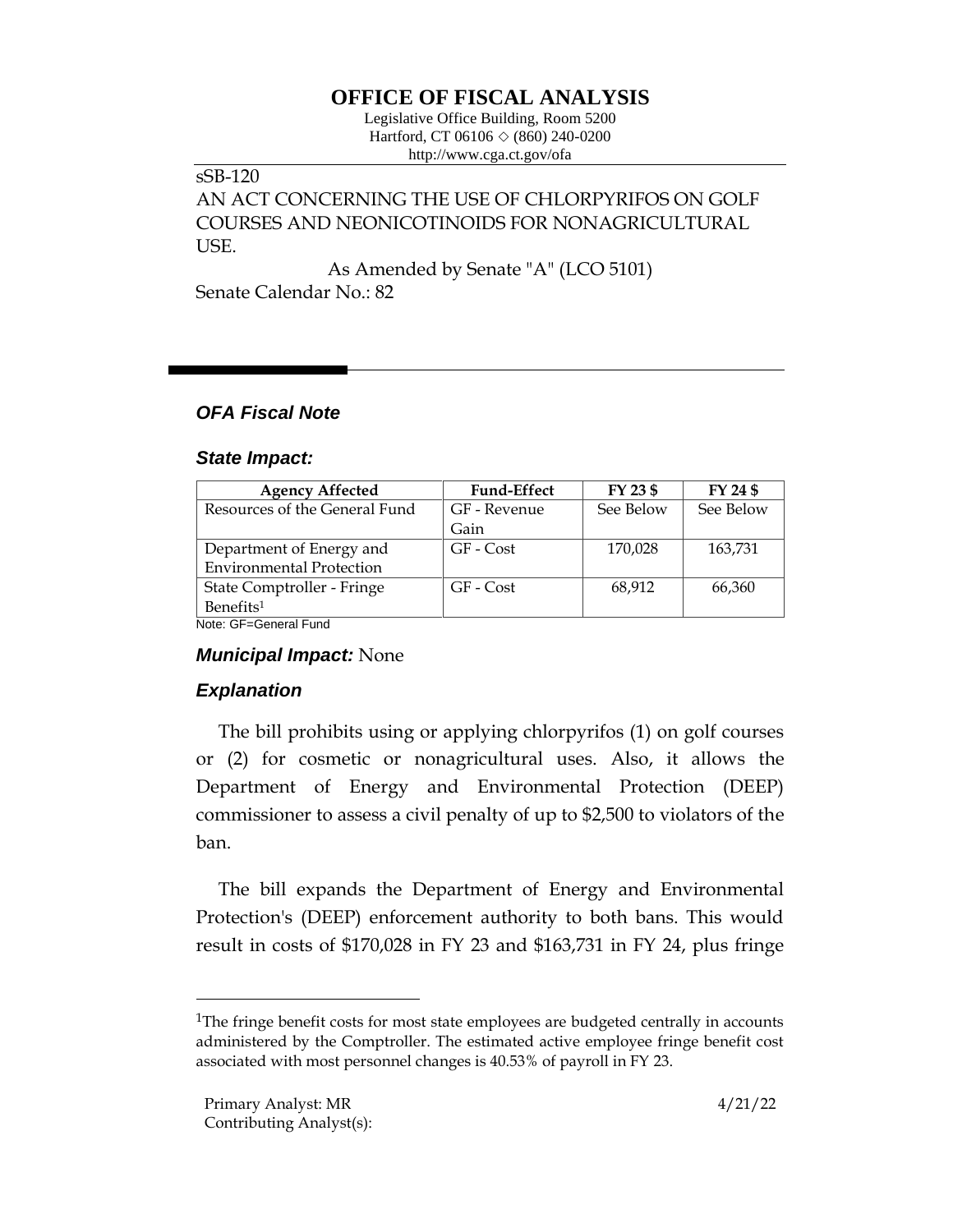# OFFICE OF FISCAL ANALYSIS

Legislative Office Building, Room 5200
Hartford, CT 06106 ◇ (860) 240-0200
http://www.cga.ct.gov/ofa

sSB-120
AN ACT CONCERNING THE USE OF CHLORPYRIFOS ON GOLF COURSES AND NEONICOTINOIDS FOR NONAGRICULTURAL USE.

As Amended by Senate "A" (LCO 5101)
Senate Calendar No.: 82

## *OFA Fiscal Note*

### *State Impact:*

| Agency Affected | Fund-Effect | FY 23 $ | FY 24 $ |
|---|---|---|---|
| Resources of the General Fund | GF - Revenue Gain | See Below | See Below |
| Department of Energy and Environmental Protection | GF - Cost | 170,028 | 163,731 |
| State Comptroller - Fringe Benefits[1] | GF - Cost | 68,912 | 66,360 |

Note: GF=General Fund

### *Municipal Impact:* None

### *Explanation*

The bill prohibits using or applying chlorpyrifos (1) on golf courses or (2) for cosmetic or nonagricultural uses. Also, it allows the Department of Energy and Environmental Protection (DEEP) commissioner to assess a civil penalty of up to $2,500 to violators of the ban.

The bill expands the Department of Energy and Environmental Protection's (DEEP) enforcement authority to both bans. This would result in costs of $170,028 in FY 23 and $163,731 in FY 24, plus fringe

[1]The fringe benefit costs for most state employees are budgeted centrally in accounts administered by the Comptroller. The estimated active employee fringe benefit cost associated with most personnel changes is 40.53% of payroll in FY 23.

Primary Analyst: MR
Contributing Analyst(s):

4/21/22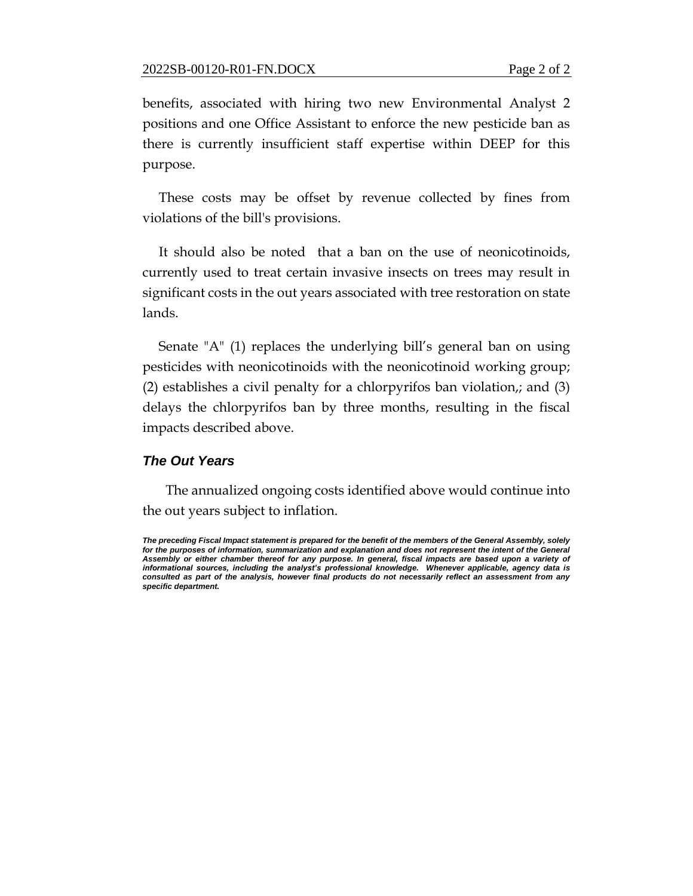benefits, associated with hiring two new Environmental Analyst 2 positions and one Office Assistant to enforce the new pesticide ban as there is currently insufficient staff expertise within DEEP for this purpose.

These costs may be offset by revenue collected by fines from violations of the bill's provisions.

It should also be noted  that a ban on the use of neonicotinoids, currently used to treat certain invasive insects on trees may result in significant costs in the out years associated with tree restoration on state lands.

Senate "A" (1) replaces the underlying bill's general ban on using pesticides with neonicotinoids with the neonicotinoid working group; (2) establishes a civil penalty for a chlorpyrifos ban violation,; and (3) delays the chlorpyrifos ban by three months, resulting in the fiscal impacts described above.

### *The Out Years*

The annualized ongoing costs identified above would continue into the out years subject to inflation.

***The preceding Fiscal Impact statement is prepared for the benefit of the members of the General Assembly, solely for the purposes of information, summarization and explanation and does not represent the intent of the General Assembly or either chamber thereof for any purpose. In general, fiscal impacts are based upon a variety of informational sources, including the analyst's professional knowledge. Whenever applicable, agency data is consulted as part of the analysis, however final products do not necessarily reflect an assessment from any specific department.***